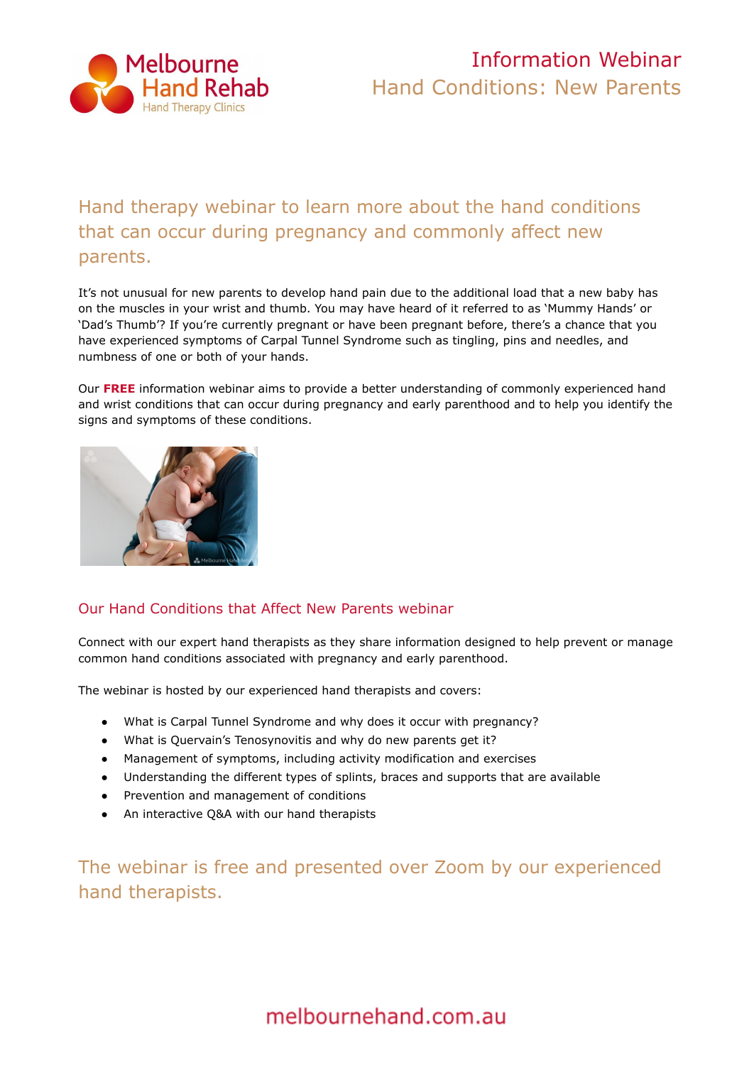# Information Webinar

## Hand Conditions: New Parents

## Hand therapy webinar to learn more about the hand conditions that can occur during pregnancy and commonly affect new parents.

It's not unusual for new parents to develop hand pain due to the additional load that a new baby has on the muscles in your wrist and thumb. You may have heard of it referred to as 'Mummy Hands' or 'Dad's Thumb'? If you're currently pregnant or have been pregnant before, there's a chance that you have experienced symptoms of Carpal Tunnel Syndrome such as tingling, pins and needles, and numbness of one or both of your hands.

Our **FREE** information webinar aims to provide a better understanding of commonly experienced hand and wrist conditions that can occur during pregnancy and early parenthood and to help you identify the signs and symptoms of these conditions.

### Our Hand Conditions that Affect New Parents webinar

Connect with our expert hand therapists as they share information designed to help prevent or manage common hand conditions associated with pregnancy and early parenthood.

The webinar is hosted by our experienced hand therapists and covers:

- What is Carpal Tunnel Syndrome and why does it occur with pregnancy?
- What is Quervain's Tenosynovitis and why do new parents get it?
- Management of symptoms, including activity modification and exercises
- Understanding the different types of splints, braces and supports that are available
- Prevention and management of conditions
- An interactive Q&A with our hand therapists

## The webinar is free and presented over Zoom by our experienced hand therapists.

melbournehand.com.au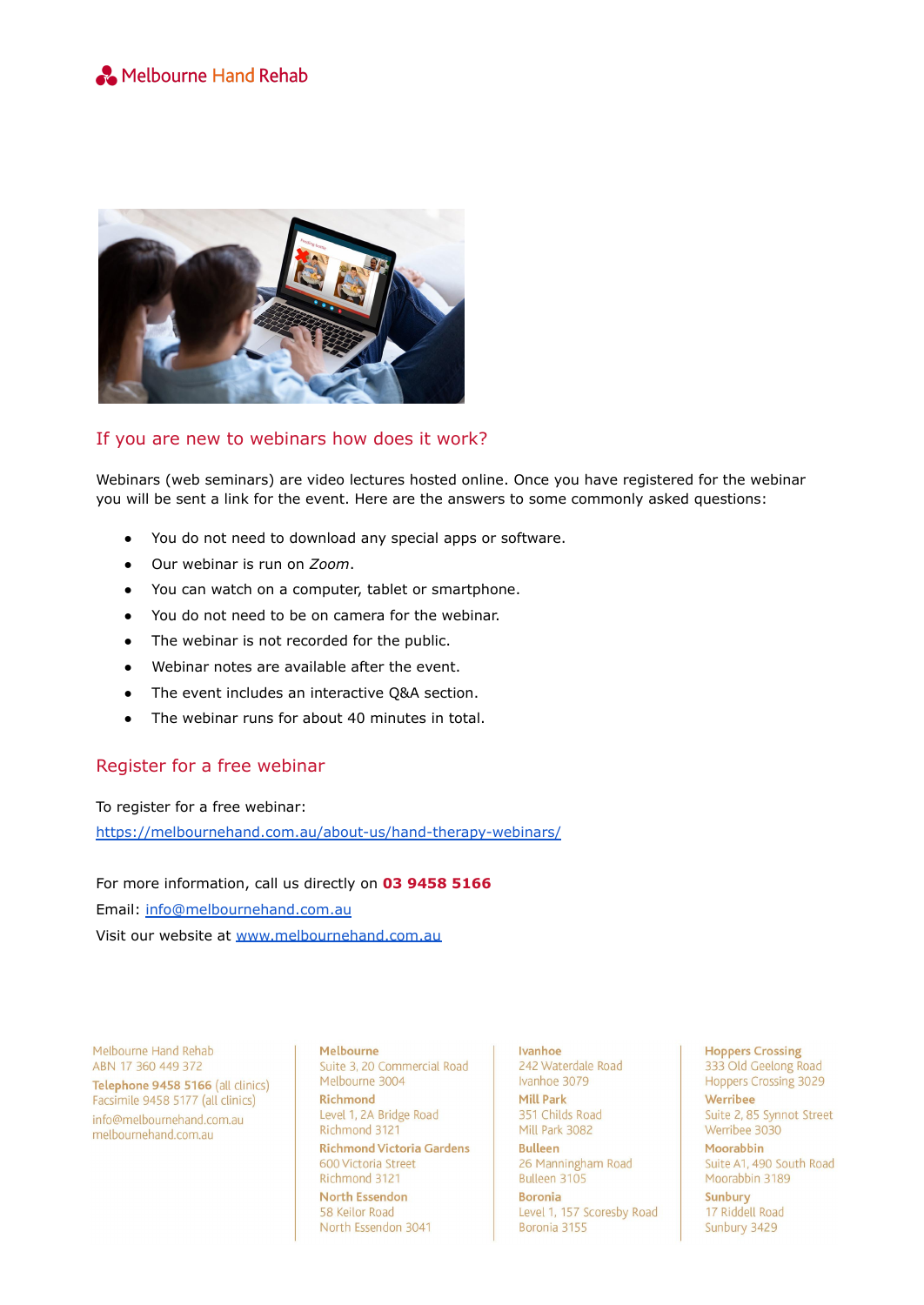## If you are new to webinars how does it work?

Webinars (web seminars) are video lectures hosted online. Once you have registered for the webinar you will be sent a link for the event. Here are the answers to some commonly asked questions:

- You do not need to download any special apps or software.
- Our webinar is run on *Zoom*.
- You can watch on a computer, tablet or smartphone.
- You do not need to be on camera for the webinar.
- The webinar is not recorded for the public.
- Webinar notes are available after the event.
- The event includes an interactive Q&A section.
- The webinar runs for about 40 minutes in total.

## Register for a free webinar

To register for a free webinar:
https://melbournehand.com.au/about-us/hand-therapy-webinars/

For more information, call us directly on **03 9458 5166**

Email: info@melbournehand.com.au

Visit our website at www.melbournehand.com.au

Melbourne Hand Rehab
ABN 17 360 449 372
**Telephone 9458 5166** (all clinics)
Facsimile 9458 5177 (all clinics)
info@melbournehand.com.au
melbournehand.com.au

**Melbourne**
Suite 3, 20 Commercial Road
Melbourne 3004

**Richmond**
Level 1, 2A Bridge Road
Richmond 3121

**Richmond Victoria Gardens**
600 Victoria Street
Richmond 3121

**North Essendon**
58 Keilor Road
North Essendon 3041

**Ivanhoe**
242 Waterdale Road
Ivanhoe 3079

**Mill Park**
351 Childs Road
Mill Park 3082

**Bulleen**
26 Manningham Road
Bulleen 3105

**Boronia**
Level 1, 157 Scoresby Road
Boronia 3155

**Hoppers Crossing**
333 Old Geelong Road
Hoppers Crossing 3029

**Werribee**
Suite 2, 85 Synnot Street
Werribee 3030

**Moorabbin**
Suite A1, 490 South Road
Moorabbin 3189

**Sunbury**
17 Riddell Road
Sunbury 3429